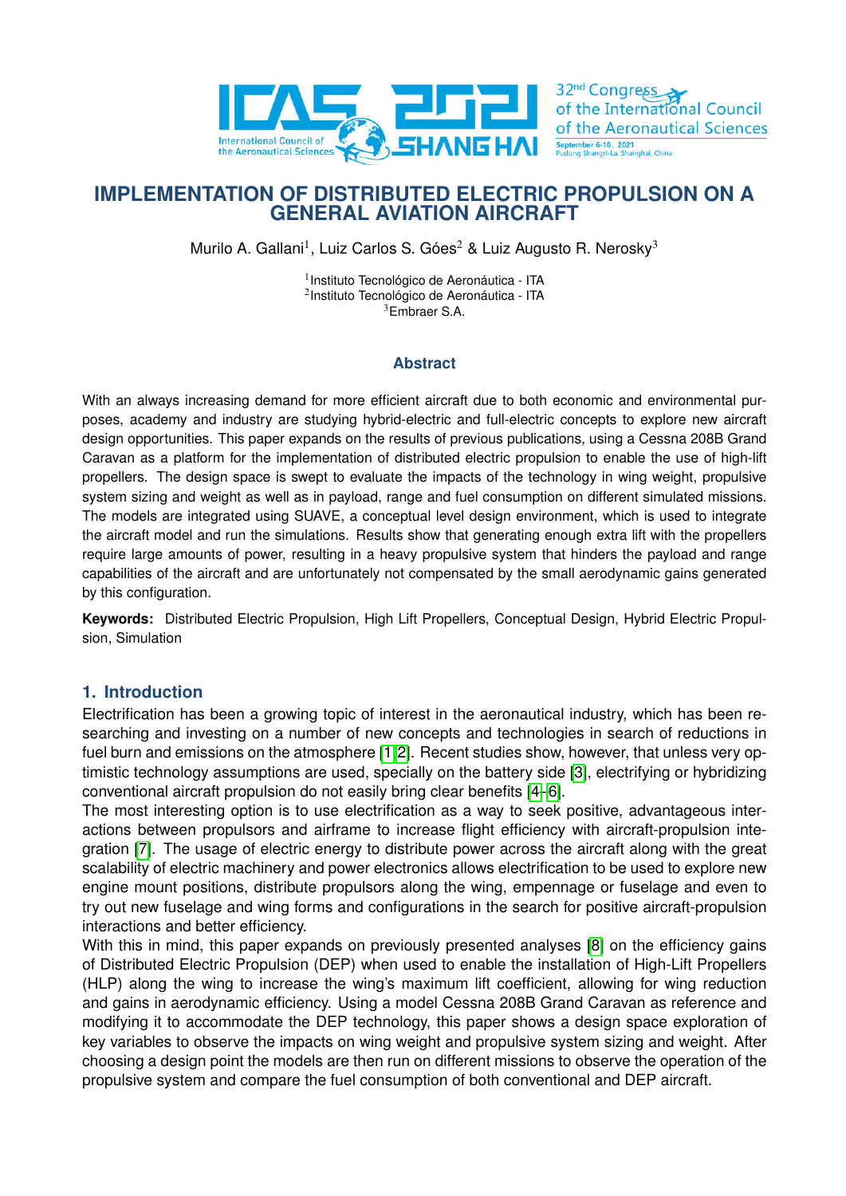# IMPLEMENTATION OF DISTRIBUTED ELECTRIC PROPULSION ON A GENERAL AVIATION AIRCRAFT

Murilo A. Gallani[1], Luiz Carlos S. Góes[2] & Luiz Augusto R. Nerosky[3]

[1]Instituto Tecnológico de Aeronáutica - ITA
[2]Instituto Tecnológico de Aeronáutica - ITA
[3]Embraer S.A.

### Abstract

With an always increasing demand for more efficient aircraft due to both economic and environmental purposes, academy and industry are studying hybrid-electric and full-electric concepts to explore new aircraft design opportunities. This paper expands on the results of previous publications, using a Cessna 208B Grand Caravan as a platform for the implementation of distributed electric propulsion to enable the use of high-lift propellers. The design space is swept to evaluate the impacts of the technology in wing weight, propulsive system sizing and weight as well as in payload, range and fuel consumption on different simulated missions. The models are integrated using SUAVE, a conceptual level design environment, which is used to integrate the aircraft model and run the simulations. Results show that generating enough extra lift with the propellers require large amounts of power, resulting in a heavy propulsive system that hinders the payload and range capabilities of the aircraft and are unfortunately not compensated by the small aerodynamic gains generated by this configuration.

**Keywords:** Distributed Electric Propulsion, High Lift Propellers, Conceptual Design, Hybrid Electric Propulsion, Simulation

## 1. Introduction

Electrification has been a growing topic of interest in the aeronautical industry, which has been researching and investing on a number of new concepts and technologies in search of reductions in fuel burn and emissions on the atmosphere [1, 2]. Recent studies show, however, that unless very optimistic technology assumptions are used, specially on the battery side [3], electrifying or hybridizing conventional aircraft propulsion do not easily bring clear benefits [4–6].

The most interesting option is to use electrification as a way to seek positive, advantageous interactions between propulsors and airframe to increase flight efficiency with aircraft-propulsion integration [7]. The usage of electric energy to distribute power across the aircraft along with the great scalability of electric machinery and power electronics allows electrification to be used to explore new engine mount positions, distribute propulsors along the wing, empennage or fuselage and even to try out new fuselage and wing forms and configurations in the search for positive aircraft-propulsion interactions and better efficiency.

With this in mind, this paper expands on previously presented analyses [8] on the efficiency gains of Distributed Electric Propulsion (DEP) when used to enable the installation of High-Lift Propellers (HLP) along the wing to increase the wing's maximum lift coefficient, allowing for wing reduction and gains in aerodynamic efficiency. Using a model Cessna 208B Grand Caravan as reference and modifying it to accommodate the DEP technology, this paper shows a design space exploration of key variables to observe the impacts on wing weight and propulsive system sizing and weight. After choosing a design point the models are then run on different missions to observe the operation of the propulsive system and compare the fuel consumption of both conventional and DEP aircraft.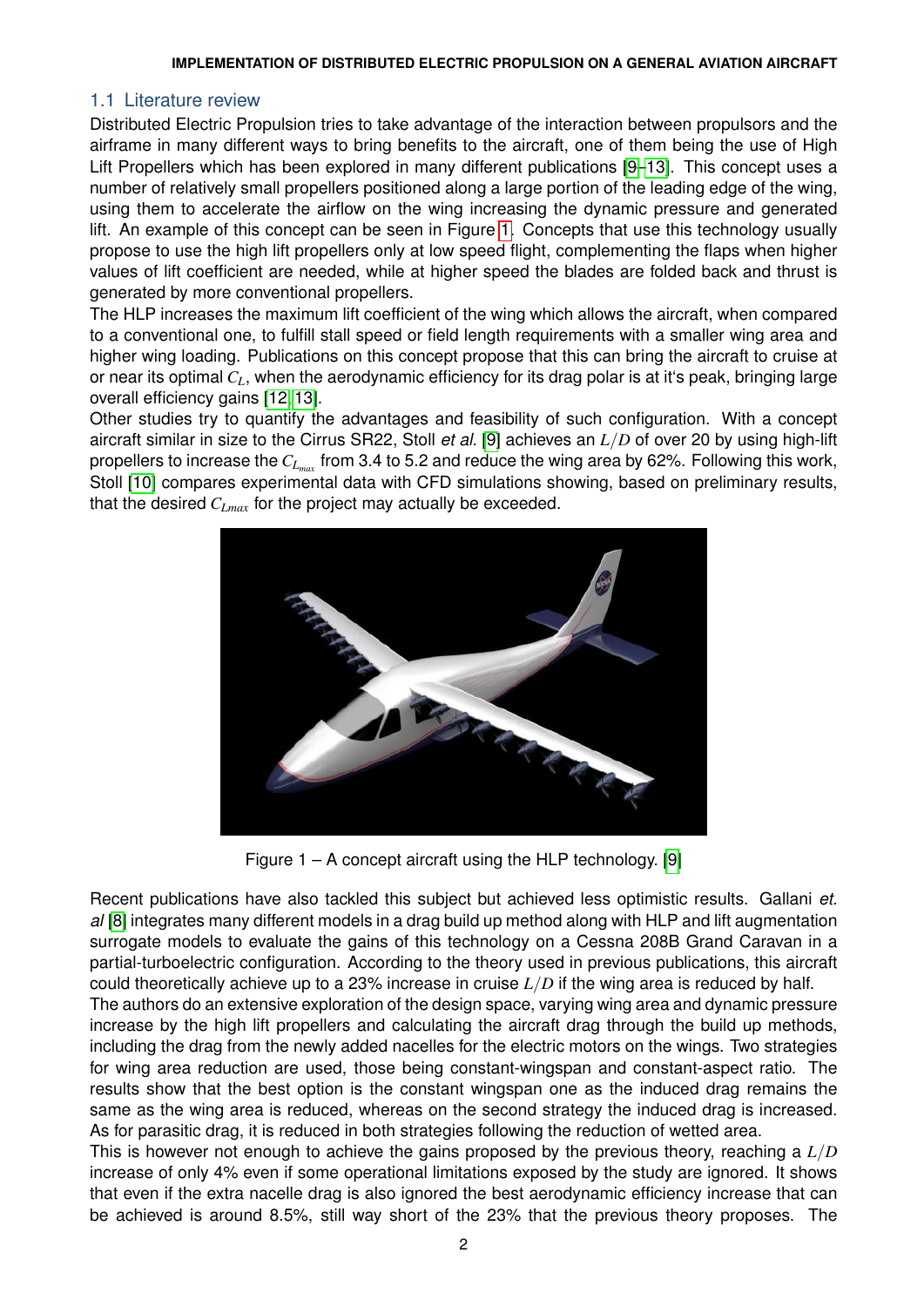## 1.1 Literature review

Distributed Electric Propulsion tries to take advantage of the interaction between propulsors and the airframe in many different ways to bring benefits to the aircraft, one of them being the use of High Lift Propellers which has been explored in many different publications [9–13]. This concept uses a number of relatively small propellers positioned along a large portion of the leading edge of the wing, using them to accelerate the airflow on the wing increasing the dynamic pressure and generated lift. An example of this concept can be seen in Figure 1. Concepts that use this technology usually propose to use the high lift propellers only at low speed flight, complementing the flaps when higher values of lift coefficient are needed, while at higher speed the blades are folded back and thrust is generated by more conventional propellers.

The HLP increases the maximum lift coefficient of the wing which allows the aircraft, when compared to a conventional one, to fulfill stall speed or field length requirements with a smaller wing area and higher wing loading. Publications on this concept propose that this can bring the aircraft to cruise at or near its optimal $C_L$, when the aerodynamic efficiency for its drag polar is at it's peak, bringing large overall efficiency gains [12, 13].

Other studies try to quantify the advantages and feasibility of such configuration. With a concept aircraft similar in size to the Cirrus SR22, Stoll *et al.* [9] achieves an $L/D$ of over 20 by using high-lift propellers to increase the $C_{L_{max}}$ from 3.4 to 5.2 and reduce the wing area by 62%. Following this work, Stoll [10] compares experimental data with CFD simulations showing, based on preliminary results, that the desired $C_{Lmax}$ for the project may actually be exceeded.

Figure 1 – A concept aircraft using the HLP technology. [9]

Recent publications have also tackled this subject but achieved less optimistic results. Gallani *et. al* [8] integrates many different models in a drag build up method along with HLP and lift augmentation surrogate models to evaluate the gains of this technology on a Cessna 208B Grand Caravan in a partial-turboelectric configuration. According to the theory used in previous publications, this aircraft could theoretically achieve up to a 23% increase in cruise $L/D$ if the wing area is reduced by half.

The authors do an extensive exploration of the design space, varying wing area and dynamic pressure increase by the high lift propellers and calculating the aircraft drag through the build up methods, including the drag from the newly added nacelles for the electric motors on the wings. Two strategies for wing area reduction are used, those being constant-wingspan and constant-aspect ratio. The results show that the best option is the constant wingspan one as the induced drag remains the same as the wing area is reduced, whereas on the second strategy the induced drag is increased. As for parasitic drag, it is reduced in both strategies following the reduction of wetted area.

This is however not enough to achieve the gains proposed by the previous theory, reaching a $L/D$ increase of only 4% even if some operational limitations exposed by the study are ignored. It shows that even if the extra nacelle drag is also ignored the best aerodynamic efficiency increase that can be achieved is around 8.5%, still way short of the 23% that the previous theory proposes. The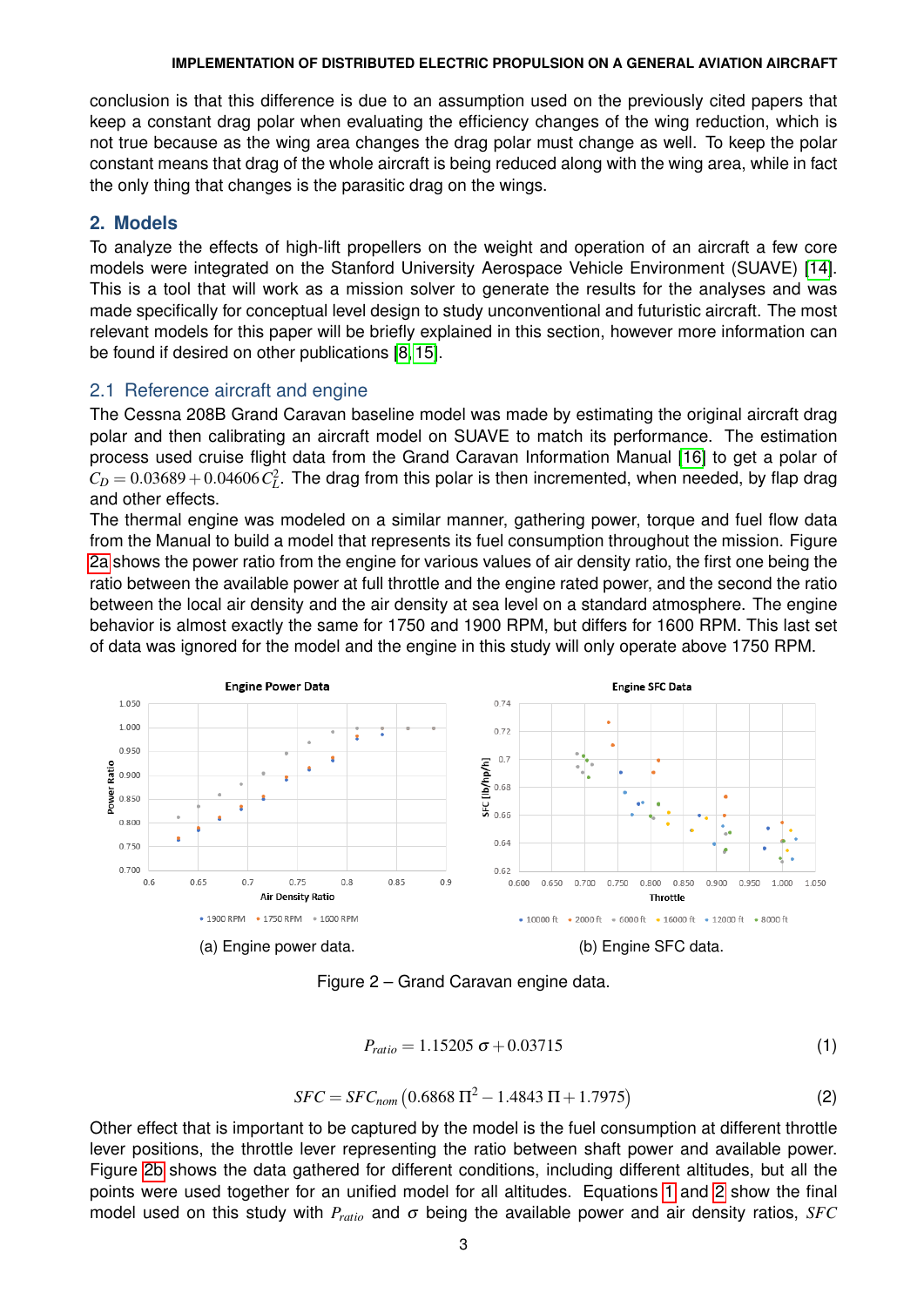conclusion is that this difference is due to an assumption used on the previously cited papers that keep a constant drag polar when evaluating the efficiency changes of the wing reduction, which is not true because as the wing area changes the drag polar must change as well. To keep the polar constant means that drag of the whole aircraft is being reduced along with the wing area, while in fact the only thing that changes is the parasitic drag on the wings.

## 2. Models

To analyze the effects of high-lift propellers on the weight and operation of an aircraft a few core models were integrated on the Stanford University Aerospace Vehicle Environment (SUAVE) [14]. This is a tool that will work as a mission solver to generate the results for the analyses and was made specifically for conceptual level design to study unconventional and futuristic aircraft. The most relevant models for this paper will be briefly explained in this section, however more information can be found if desired on other publications [8, 15].

### 2.1 Reference aircraft and engine

The Cessna 208B Grand Caravan baseline model was made by estimating the original aircraft drag polar and then calibrating an aircraft model on SUAVE to match its performance. The estimation process used cruise flight data from the Grand Caravan Information Manual [16] to get a polar of $C_D = 0.03689 + 0.04606\,C_L^2$. The drag from this polar is then incremented, when needed, by flap drag and other effects.

The thermal engine was modeled on a similar manner, gathering power, torque and fuel flow data from the Manual to build a model that represents its fuel consumption throughout the mission. Figure 2a shows the power ratio from the engine for various values of air density ratio, the first one being the ratio between the available power at full throttle and the engine rated power, and the second the ratio between the local air density and the air density at sea level on a standard atmosphere. The engine behavior is almost exactly the same for 1750 and 1900 RPM, but differs for 1600 RPM. This last set of data was ignored for the model and the engine in this study will only operate above 1750 RPM.

(a) Engine power data.

(b) Engine SFC data.

Figure 2 – Grand Caravan engine data.

$$P_{ratio} = 1.15205\,\sigma + 0.03715 \tag{1}$$

$$SFC = SFC_{nom}\left(0.6868\,\Pi^2 - 1.4843\,\Pi + 1.7975\right) \tag{2}$$

Other effect that is important to be captured by the model is the fuel consumption at different throttle lever positions, the throttle lever representing the ratio between shaft power and available power. Figure 2b shows the data gathered for different conditions, including different altitudes, but all the points were used together for an unified model for all altitudes. Equations 1 and 2 show the final model used on this study with $P_{ratio}$ and $\sigma$ being the available power and air density ratios, $SFC$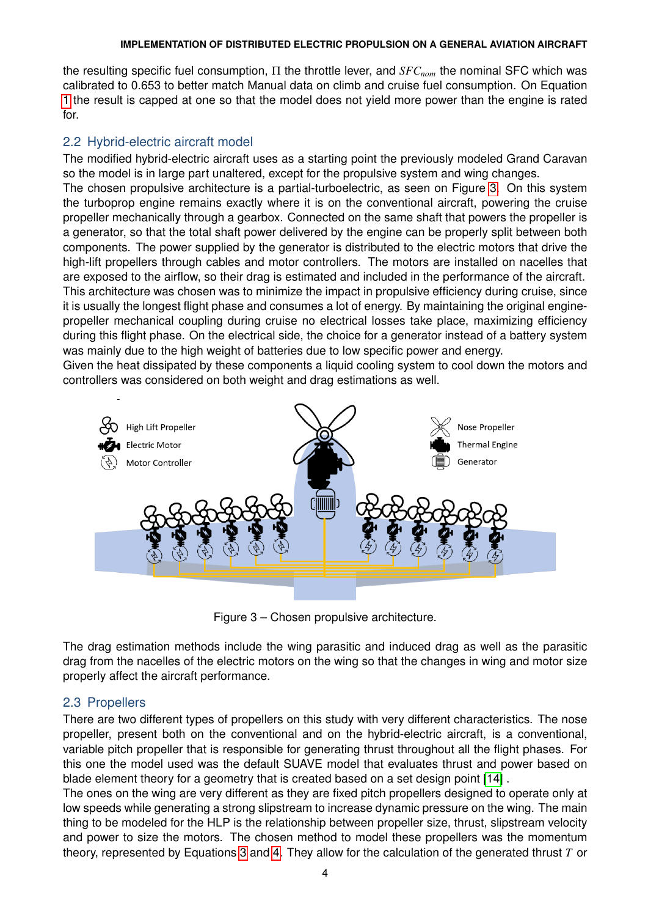the resulting specific fuel consumption, $\Pi$ the throttle lever, and $SFC_{nom}$ the nominal SFC which was calibrated to 0.653 to better match Manual data on climb and cruise fuel consumption. On Equation 1 the result is capped at one so that the model does not yield more power than the engine is rated for.

## 2.2 Hybrid-electric aircraft model

The modified hybrid-electric aircraft uses as a starting point the previously modeled Grand Caravan so the model is in large part unaltered, except for the propulsive system and wing changes.

The chosen propulsive architecture is a partial-turboelectric, as seen on Figure 3. On this system the turboprop engine remains exactly where it is on the conventional aircraft, powering the cruise propeller mechanically through a gearbox. Connected on the same shaft that powers the propeller is a generator, so that the total shaft power delivered by the engine can be properly split between both components. The power supplied by the generator is distributed to the electric motors that drive the high-lift propellers through cables and motor controllers. The motors are installed on nacelles that are exposed to the airflow, so their drag is estimated and included in the performance of the aircraft.

This architecture was chosen was to minimize the impact in propulsive efficiency during cruise, since it is usually the longest flight phase and consumes a lot of energy. By maintaining the original engine-propeller mechanical coupling during cruise no electrical losses take place, maximizing efficiency during this flight phase. On the electrical side, the choice for a generator instead of a battery system was mainly due to the high weight of batteries due to low specific power and energy.

Given the heat dissipated by these components a liquid cooling system to cool down the motors and controllers was considered on both weight and drag estimations as well.

Figure 3 – Chosen propulsive architecture.

The drag estimation methods include the wing parasitic and induced drag as well as the parasitic drag from the nacelles of the electric motors on the wing so that the changes in wing and motor size properly affect the aircraft performance.

## 2.3 Propellers

There are two different types of propellers on this study with very different characteristics. The nose propeller, present both on the conventional and on the hybrid-electric aircraft, is a conventional, variable pitch propeller that is responsible for generating thrust throughout all the flight phases. For this one the model used was the default SUAVE model that evaluates thrust and power based on blade element theory for a geometry that is created based on a set design point [14] .

The ones on the wing are very different as they are fixed pitch propellers designed to operate only at low speeds while generating a strong slipstream to increase dynamic pressure on the wing. The main thing to be modeled for the HLP is the relationship between propeller size, thrust, slipstream velocity and power to size the motors. The chosen method to model these propellers was the momentum theory, represented by Equations 3 and 4. They allow for the calculation of the generated thrust $T$ or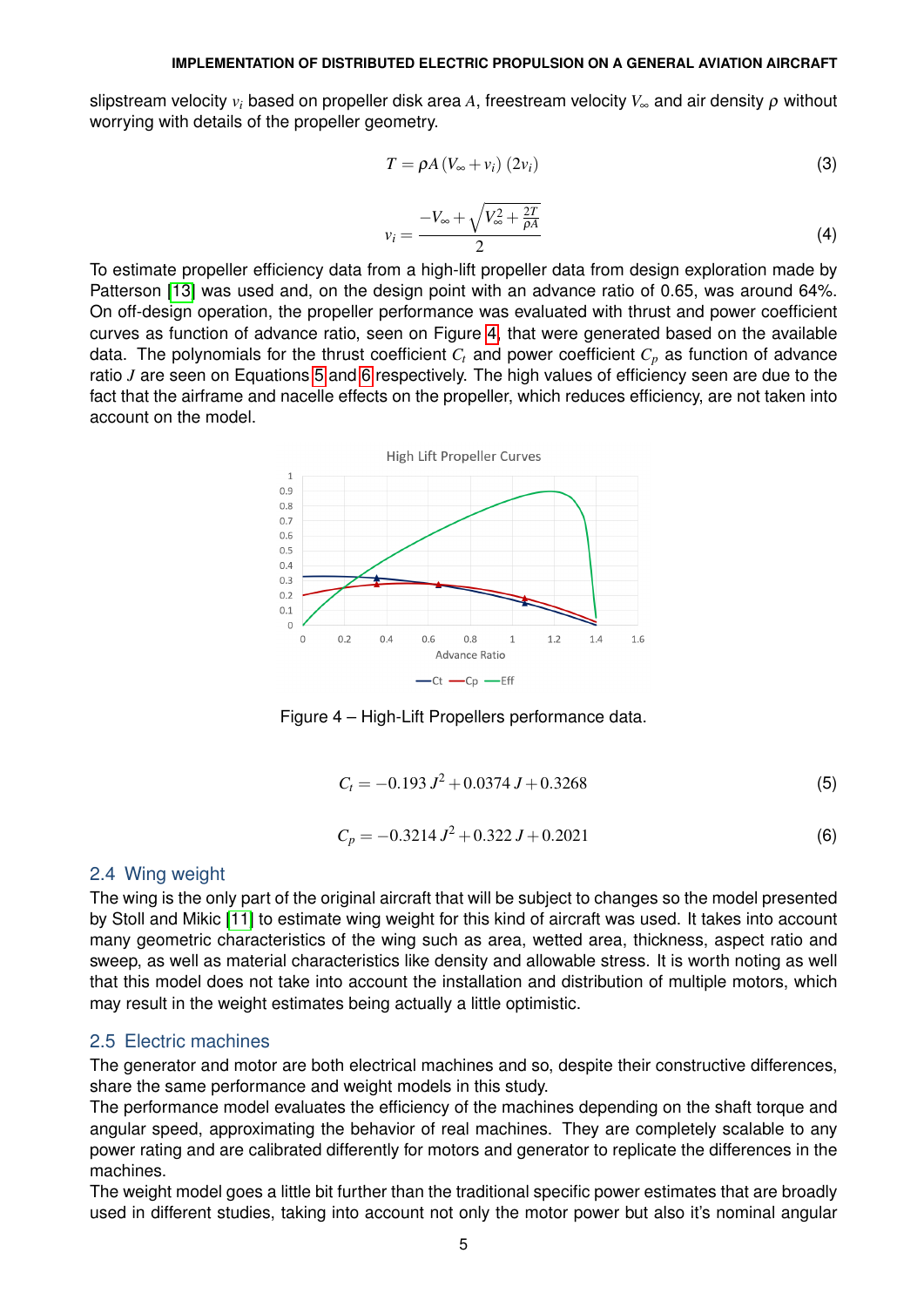slipstream velocity $v_i$ based on propeller disk area $A$, freestream velocity $V_\infty$ and air density $\rho$ without worrying with details of the propeller geometry.

$$T = \rho A \left(V_\infty + v_i\right)\left(2v_i\right) \tag{3}$$

$$v_i = \frac{-V_\infty + \sqrt{V_\infty^2 + \frac{2T}{\rho A}}}{2} \tag{4}$$

To estimate propeller efficiency data from a high-lift propeller data from design exploration made by Patterson [13] was used and, on the design point with an advance ratio of 0.65, was around 64%. On off-design operation, the propeller performance was evaluated with thrust and power coefficient curves as function of advance ratio, seen on Figure 4, that were generated based on the available data. The polynomials for the thrust coefficient $C_t$ and power coefficient $C_p$ as function of advance ratio $J$ are seen on Equations 5 and 6 respectively. The high values of efficiency seen are due to the fact that the airframe and nacelle effects on the propeller, which reduces efficiency, are not taken into account on the model.

Figure 4 – High-Lift Propellers performance data.

$$C_t = -0.193\,J^2 + 0.0374\,J + 0.3268 \tag{5}$$

$$C_p = -0.3214\,J^2 + 0.322\,J + 0.2021 \tag{6}$$

## 2.4 Wing weight

The wing is the only part of the original aircraft that will be subject to changes so the model presented by Stoll and Mikic [11] to estimate wing weight for this kind of aircraft was used. It takes into account many geometric characteristics of the wing such as area, wetted area, thickness, aspect ratio and sweep, as well as material characteristics like density and allowable stress. It is worth noting as well that this model does not take into account the installation and distribution of multiple motors, which may result in the weight estimates being actually a little optimistic.

## 2.5 Electric machines

The generator and motor are both electrical machines and so, despite their constructive differences, share the same performance and weight models in this study.

The performance model evaluates the efficiency of the machines depending on the shaft torque and angular speed, approximating the behavior of real machines. They are completely scalable to any power rating and are calibrated differently for motors and generator to replicate the differences in the machines.

The weight model goes a little bit further than the traditional specific power estimates that are broadly used in different studies, taking into account not only the motor power but also it's nominal angular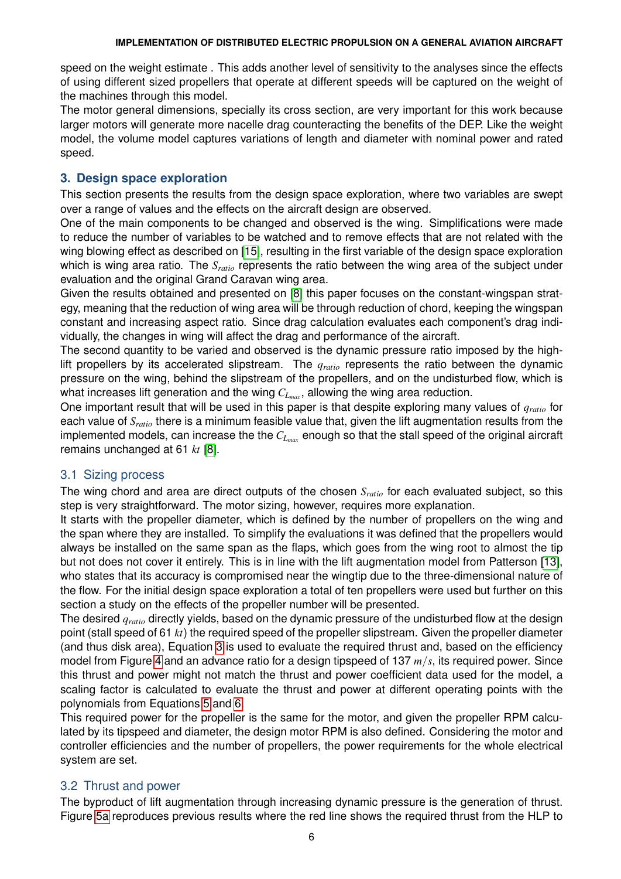speed on the weight estimate . This adds another level of sensitivity to the analyses since the effects of using different sized propellers that operate at different speeds will be captured on the weight of the machines through this model.

The motor general dimensions, specially its cross section, are very important for this work because larger motors will generate more nacelle drag counteracting the benefits of the DEP. Like the weight model, the volume model captures variations of length and diameter with nominal power and rated speed.

## 3. Design space exploration

This section presents the results from the design space exploration, where two variables are swept over a range of values and the effects on the aircraft design are observed.

One of the main components to be changed and observed is the wing. Simplifications were made to reduce the number of variables to be watched and to remove effects that are not related with the wing blowing effect as described on [15], resulting in the first variable of the design space exploration which is wing area ratio. The $S_{ratio}$ represents the ratio between the wing area of the subject under evaluation and the original Grand Caravan wing area.

Given the results obtained and presented on [8] this paper focuses on the constant-wingspan strategy, meaning that the reduction of wing area will be through reduction of chord, keeping the wingspan constant and increasing aspect ratio. Since drag calculation evaluates each component's drag individually, the changes in wing will affect the drag and performance of the aircraft.

The second quantity to be varied and observed is the dynamic pressure ratio imposed by the high-lift propellers by its accelerated slipstream. The $q_{ratio}$ represents the ratio between the dynamic pressure on the wing, behind the slipstream of the propellers, and on the undisturbed flow, which is what increases lift generation and the wing $C_{L_{max}}$, allowing the wing area reduction.

One important result that will be used in this paper is that despite exploring many values of $q_{ratio}$ for each value of $S_{ratio}$ there is a minimum feasible value that, given the lift augmentation results from the implemented models, can increase the the $C_{L_{max}}$ enough so that the stall speed of the original aircraft remains unchanged at 61 $kt$ [8].

### 3.1 Sizing process

The wing chord and area are direct outputs of the chosen $S_{ratio}$ for each evaluated subject, so this step is very straightforward. The motor sizing, however, requires more explanation.

It starts with the propeller diameter, which is defined by the number of propellers on the wing and the span where they are installed. To simplify the evaluations it was defined that the propellers would always be installed on the same span as the flaps, which goes from the wing root to almost the tip but not does not cover it entirely. This is in line with the lift augmentation model from Patterson [13], who states that its accuracy is compromised near the wingtip due to the three-dimensional nature of the flow. For the initial design space exploration a total of ten propellers were used but further on this section a study on the effects of the propeller number will be presented.

The desired $q_{ratio}$ directly yields, based on the dynamic pressure of the undisturbed flow at the design point (stall speed of 61 $kt$) the required speed of the propeller slipstream. Given the propeller diameter (and thus disk area), Equation 3 is used to evaluate the required thrust and, based on the efficiency model from Figure 4 and an advance ratio for a design tipspeed of 137 $m/s$, its required power. Since this thrust and power might not match the thrust and power coefficient data used for the model, a scaling factor is calculated to evaluate the thrust and power at different operating points with the polynomials from Equations 5 and 6.

This required power for the propeller is the same for the motor, and given the propeller RPM calculated by its tipspeed and diameter, the design motor RPM is also defined. Considering the motor and controller efficiencies and the number of propellers, the power requirements for the whole electrical system are set.

### 3.2 Thrust and power

The byproduct of lift augmentation through increasing dynamic pressure is the generation of thrust. Figure 5a reproduces previous results where the red line shows the required thrust from the HLP to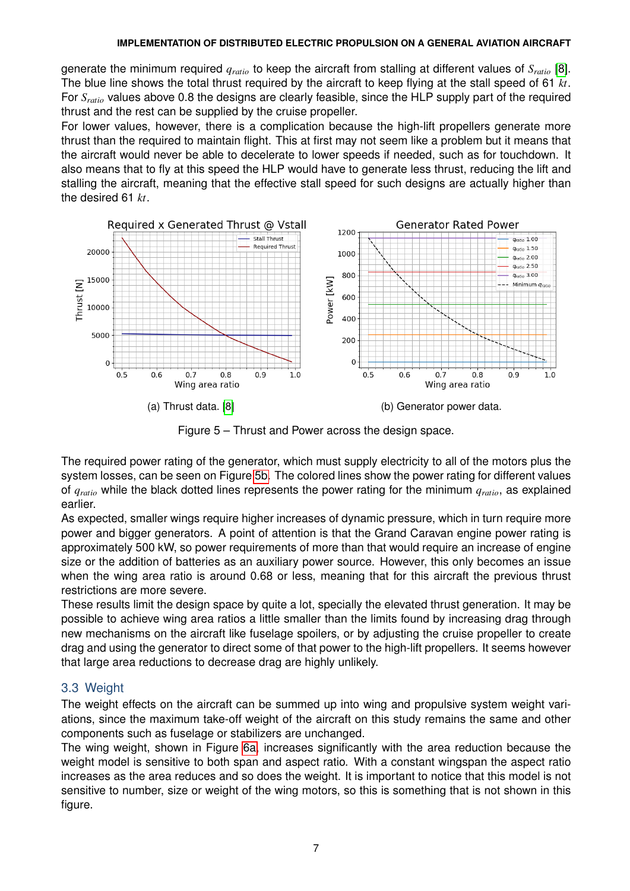generate the minimum required $q_{ratio}$ to keep the aircraft from stalling at different values of $S_{ratio}$ [8]. The blue line shows the total thrust required by the aircraft to keep flying at the stall speed of 61 $kt$. For $S_{ratio}$ values above 0.8 the designs are clearly feasible, since the HLP supply part of the required thrust and the rest can be supplied by the cruise propeller.

For lower values, however, there is a complication because the high-lift propellers generate more thrust than the required to maintain flight. This at first may not seem like a problem but it means that the aircraft would never be able to decelerate to lower speeds if needed, such as for touchdown. It also means that to fly at this speed the HLP would have to generate less thrust, reducing the lift and stalling the aircraft, meaning that the effective stall speed for such designs are actually higher than the desired 61 $kt$.

(a) Thrust data. [8]

(b) Generator power data.

Figure 5 – Thrust and Power across the design space.

The required power rating of the generator, which must supply electricity to all of the motors plus the system losses, can be seen on Figure 5b. The colored lines show the power rating for different values of $q_{ratio}$ while the black dotted lines represents the power rating for the minimum $q_{ratio}$, as explained earlier.

As expected, smaller wings require higher increases of dynamic pressure, which in turn require more power and bigger generators. A point of attention is that the Grand Caravan engine power rating is approximately 500 kW, so power requirements of more than that would require an increase of engine size or the addition of batteries as an auxiliary power source. However, this only becomes an issue when the wing area ratio is around 0.68 or less, meaning that for this aircraft the previous thrust restrictions are more severe.

These results limit the design space by quite a lot, specially the elevated thrust generation. It may be possible to achieve wing area ratios a little smaller than the limits found by increasing drag through new mechanisms on the aircraft like fuselage spoilers, or by adjusting the cruise propeller to create drag and using the generator to direct some of that power to the high-lift propellers. It seems however that large area reductions to decrease drag are highly unlikely.

## 3.3 Weight

The weight effects on the aircraft can be summed up into wing and propulsive system weight variations, since the maximum take-off weight of the aircraft on this study remains the same and other components such as fuselage or stabilizers are unchanged.

The wing weight, shown in Figure 6a, increases significantly with the area reduction because the weight model is sensitive to both span and aspect ratio. With a constant wingspan the aspect ratio increases as the area reduces and so does the weight. It is important to notice that this model is not sensitive to number, size or weight of the wing motors, so this is something that is not shown in this figure.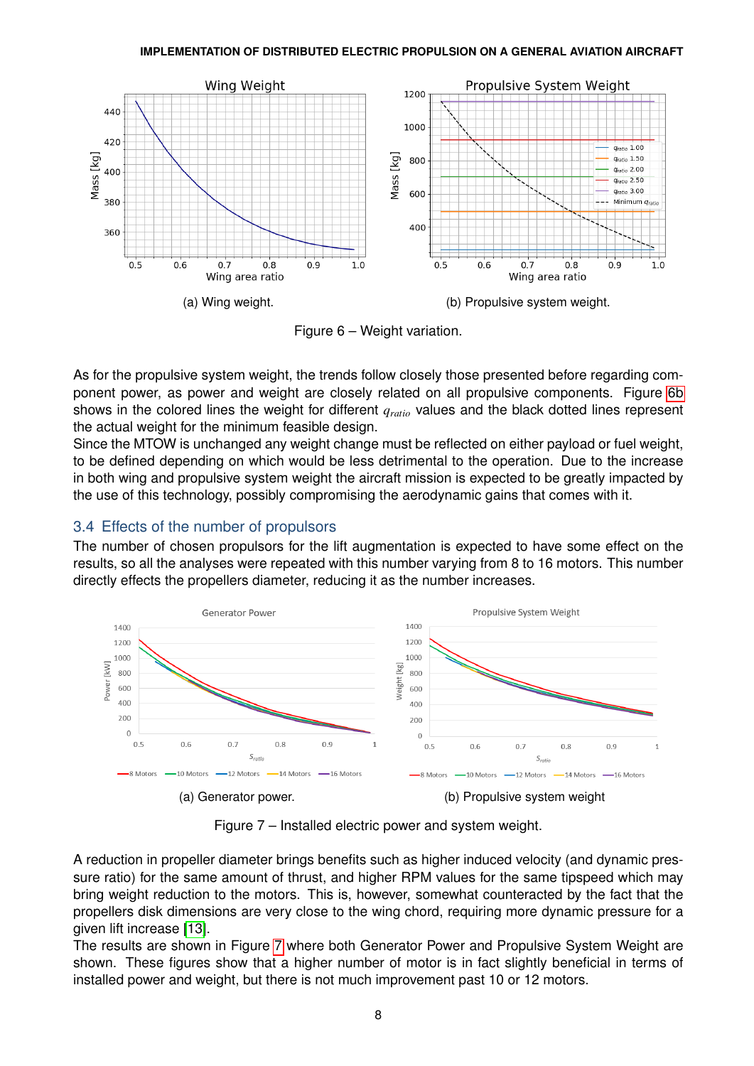(a) Wing weight.

(b) Propulsive system weight.

Figure 6 – Weight variation.

As for the propulsive system weight, the trends follow closely those presented before regarding component power, as power and weight are closely related on all propulsive components. Figure 6b shows in the colored lines the weight for different $q_{ratio}$ values and the black dotted lines represent the actual weight for the minimum feasible design.

Since the MTOW is unchanged any weight change must be reflected on either payload or fuel weight, to be defined depending on which would be less detrimental to the operation. Due to the increase in both wing and propulsive system weight the aircraft mission is expected to be greatly impacted by the use of this technology, possibly compromising the aerodynamic gains that comes with it.

## 3.4 Effects of the number of propulsors

The number of chosen propulsors for the lift augmentation is expected to have some effect on the results, so all the analyses were repeated with this number varying from 8 to 16 motors. This number directly effects the propellers diameter, reducing it as the number increases.

(a) Generator power.

(b) Propulsive system weight

Figure 7 – Installed electric power and system weight.

A reduction in propeller diameter brings benefits such as higher induced velocity (and dynamic pressure ratio) for the same amount of thrust, and higher RPM values for the same tipspeed which may bring weight reduction to the motors. This is, however, somewhat counteracted by the fact that the propellers disk dimensions are very close to the wing chord, requiring more dynamic pressure for a given lift increase [13].

The results are shown in Figure 7 where both Generator Power and Propulsive System Weight are shown. These figures show that a higher number of motor is in fact slightly beneficial in terms of installed power and weight, but there is not much improvement past 10 or 12 motors.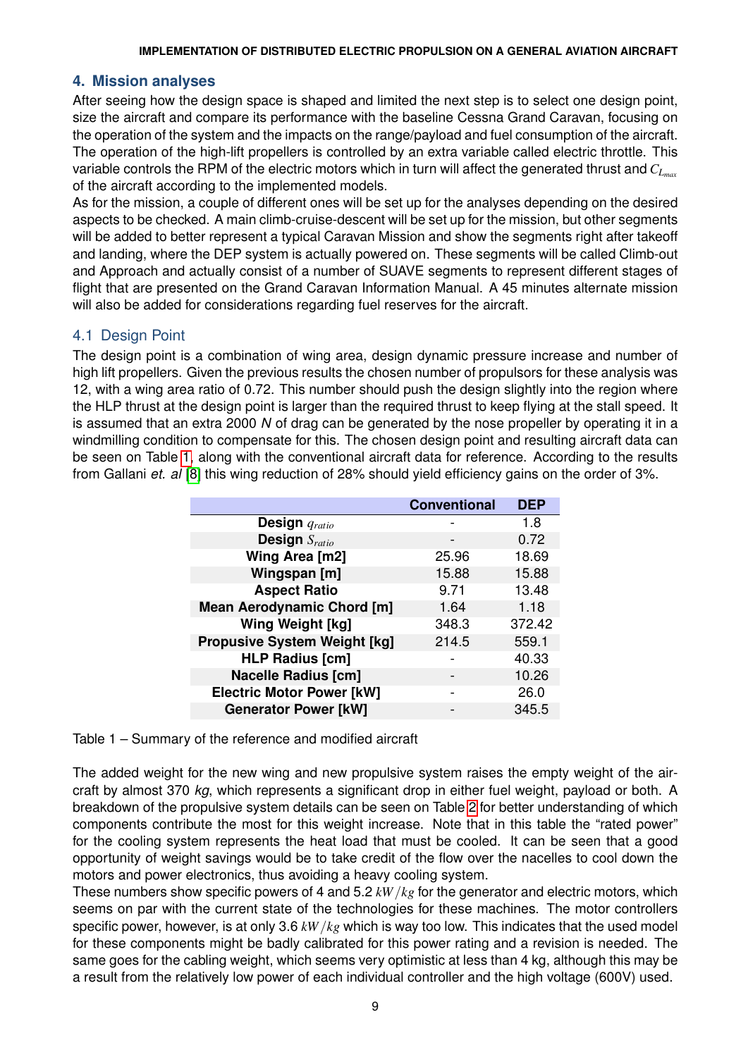## 4. Mission analyses

After seeing how the design space is shaped and limited the next step is to select one design point, size the aircraft and compare its performance with the baseline Cessna Grand Caravan, focusing on the operation of the system and the impacts on the range/payload and fuel consumption of the aircraft. The operation of the high-lift propellers is controlled by an extra variable called electric throttle. This variable controls the RPM of the electric motors which in turn will affect the generated thrust and $C_{L_{max}}$ of the aircraft according to the implemented models.

As for the mission, a couple of different ones will be set up for the analyses depending on the desired aspects to be checked. A main climb-cruise-descent will be set up for the mission, but other segments will be added to better represent a typical Caravan Mission and show the segments right after takeoff and landing, where the DEP system is actually powered on. These segments will be called Climb-out and Approach and actually consist of a number of SUAVE segments to represent different stages of flight that are presented on the Grand Caravan Information Manual. A 45 minutes alternate mission will also be added for considerations regarding fuel reserves for the aircraft.

### 4.1 Design Point

The design point is a combination of wing area, design dynamic pressure increase and number of high lift propellers. Given the previous results the chosen number of propulsors for these analysis was 12, with a wing area ratio of 0.72. This number should push the design slightly into the region where the HLP thrust at the design point is larger than the required thrust to keep flying at the stall speed. It is assumed that an extra 2000 *N* of drag can be generated by the nose propeller by operating it in a windmilling condition to compensate for this. The chosen design point and resulting aircraft data can be seen on Table 1, along with the conventional aircraft data for reference. According to the results from Gallani *et. al* [8] this wing reduction of 28% should yield efficiency gains on the order of 3%.

| | **Conventional** | **DEP** |
|---|---|---|
| **Design $q_{ratio}$** | - | 1.8 |
| **Design $S_{ratio}$** | - | 0.72 |
| **Wing Area [m2]** | 25.96 | 18.69 |
| **Wingspan [m]** | 15.88 | 15.88 |
| **Aspect Ratio** | 9.71 | 13.48 |
| **Mean Aerodynamic Chord [m]** | 1.64 | 1.18 |
| **Wing Weight [kg]** | 348.3 | 372.42 |
| **Propusive System Weight [kg]** | 214.5 | 559.1 |
| **HLP Radius [cm]** | - | 40.33 |
| **Nacelle Radius [cm]** | - | 10.26 |
| **Electric Motor Power [kW]** | - | 26.0 |
| **Generator Power [kW]** | - | 345.5 |

Table 1 – Summary of the reference and modified aircraft

The added weight for the new wing and new propulsive system raises the empty weight of the aircraft by almost 370 *kg*, which represents a significant drop in either fuel weight, payload or both. A breakdown of the propulsive system details can be seen on Table 2 for better understanding of which components contribute the most for this weight increase. Note that in this table the "rated power" for the cooling system represents the heat load that must be cooled. It can be seen that a good opportunity of weight savings would be to take credit of the flow over the nacelles to cool down the motors and power electronics, thus avoiding a heavy cooling system.

These numbers show specific powers of 4 and 5.2 $kW/kg$ for the generator and electric motors, which seems on par with the current state of the technologies for these machines. The motor controllers specific power, however, is at only 3.6 $kW/kg$ which is way too low. This indicates that the used model for these components might be badly calibrated for this power rating and a revision is needed. The same goes for the cabling weight, which seems very optimistic at less than 4 kg, although this may be a result from the relatively low power of each individual controller and the high voltage (600V) used.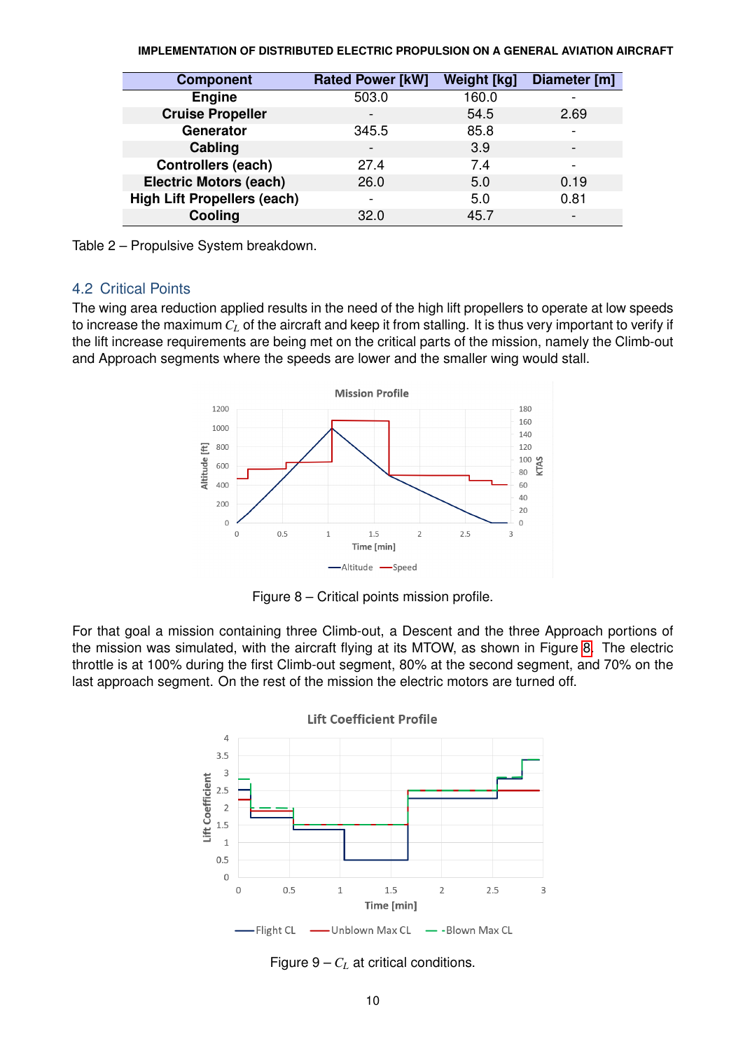| Component | Rated Power [kW] | Weight [kg] | Diameter [m] |
|---|---|---|---|
| **Engine** | 503.0 | 160.0 | - |
| **Cruise Propeller** | - | 54.5 | 2.69 |
| **Generator** | 345.5 | 85.8 | - |
| **Cabling** | - | 3.9 | - |
| **Controllers (each)** | 27.4 | 7.4 | - |
| **Electric Motors (each)** | 26.0 | 5.0 | 0.19 |
| **High Lift Propellers (each)** | - | 5.0 | 0.81 |
| **Cooling** | 32.0 | 45.7 | - |

Table 2 – Propulsive System breakdown.

## 4.2 Critical Points

The wing area reduction applied results in the need of the high lift propellers to operate at low speeds to increase the maximum $C_L$ of the aircraft and keep it from stalling. It is thus very important to verify if the lift increase requirements are being met on the critical parts of the mission, namely the Climb-out and Approach segments where the speeds are lower and the smaller wing would stall.

Figure 8 – Critical points mission profile.

For that goal a mission containing three Climb-out, a Descent and the three Approach portions of the mission was simulated, with the aircraft flying at its MTOW, as shown in Figure 8. The electric throttle is at 100% during the first Climb-out segment, 80% at the second segment, and 70% on the last approach segment. On the rest of the mission the electric motors are turned off.

Figure 9 – $C_L$ at critical conditions.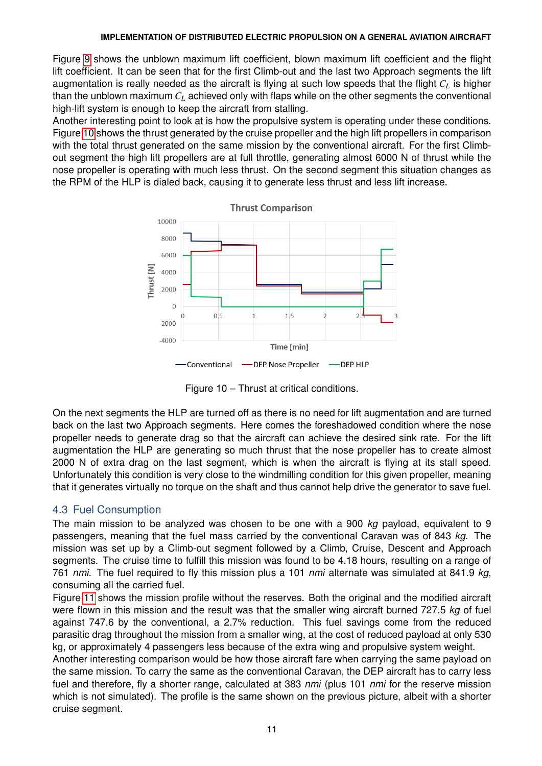Figure 9 shows the unblown maximum lift coefficient, blown maximum lift coefficient and the flight lift coefficient. It can be seen that for the first Climb-out and the last two Approach segments the lift augmentation is really needed as the aircraft is flying at such low speeds that the flight $C_L$ is higher than the unblown maximum $C_L$ achieved only with flaps while on the other segments the conventional high-lift system is enough to keep the aircraft from stalling.

Another interesting point to look at is how the propulsive system is operating under these conditions. Figure 10 shows the thrust generated by the cruise propeller and the high lift propellers in comparison with the total thrust generated on the same mission by the conventional aircraft. For the first Climb-out segment the high lift propellers are at full throttle, generating almost 6000 N of thrust while the nose propeller is operating with much less thrust. On the second segment this situation changes as the RPM of the HLP is dialed back, causing it to generate less thrust and less lift increase.

Figure 10 – Thrust at critical conditions.

On the next segments the HLP are turned off as there is no need for lift augmentation and are turned back on the last two Approach segments. Here comes the foreshadowed condition where the nose propeller needs to generate drag so that the aircraft can achieve the desired sink rate. For the lift augmentation the HLP are generating so much thrust that the nose propeller has to create almost 2000 N of extra drag on the last segment, which is when the aircraft is flying at its stall speed. Unfortunately this condition is very close to the windmilling condition for this given propeller, meaning that it generates virtually no torque on the shaft and thus cannot help drive the generator to save fuel.

## 4.3 Fuel Consumption

The main mission to be analyzed was chosen to be one with a 900 *kg* payload, equivalent to 9 passengers, meaning that the fuel mass carried by the conventional Caravan was of 843 *kg*. The mission was set up by a Climb-out segment followed by a Climb, Cruise, Descent and Approach segments. The cruise time to fulfill this mission was found to be 4.18 hours, resulting on a range of 761 *nmi*. The fuel required to fly this mission plus a 101 *nmi* alternate was simulated at 841.9 *kg*, consuming all the carried fuel.

Figure 11 shows the mission profile without the reserves. Both the original and the modified aircraft were flown in this mission and the result was that the smaller wing aircraft burned 727.5 *kg* of fuel against 747.6 by the conventional, a 2.7% reduction. This fuel savings come from the reduced parasitic drag throughout the mission from a smaller wing, at the cost of reduced payload at only 530 kg, or approximately 4 passengers less because of the extra wing and propulsive system weight.

Another interesting comparison would be how those aircraft fare when carrying the same payload on the same mission. To carry the same as the conventional Caravan, the DEP aircraft has to carry less fuel and therefore, fly a shorter range, calculated at 383 *nmi* (plus 101 *nmi* for the reserve mission which is not simulated). The profile is the same shown on the previous picture, albeit with a shorter cruise segment.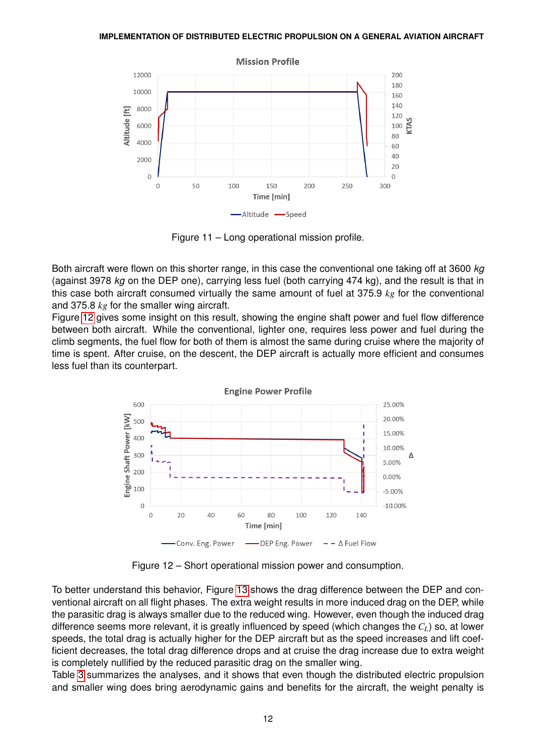Figure 11 – Long operational mission profile.

Both aircraft were flown on this shorter range, in this case the conventional one taking off at 3600 *kg* (against 3978 *kg* on the DEP one), carrying less fuel (both carrying 474 kg), and the result is that in this case both aircraft consumed virtually the same amount of fuel at 375.9 $kg$ for the conventional and 375.8 $kg$ for the smaller wing aircraft.

Figure 12 gives some insight on this result, showing the engine shaft power and fuel flow difference between both aircraft. While the conventional, lighter one, requires less power and fuel during the climb segments, the fuel flow for both of them is almost the same during cruise where the majority of time is spent. After cruise, on the descent, the DEP aircraft is actually more efficient and consumes less fuel than its counterpart.

Figure 12 – Short operational mission power and consumption.

To better understand this behavior, Figure 13 shows the drag difference between the DEP and conventional aircraft on all flight phases. The extra weight results in more induced drag on the DEP, while the parasitic drag is always smaller due to the reduced wing. However, even though the induced drag difference seems more relevant, it is greatly influenced by speed (which changes the $C_L$) so, at lower speeds, the total drag is actually higher for the DEP aircraft but as the speed increases and lift coefficient decreases, the total drag difference drops and at cruise the drag increase due to extra weight is completely nullified by the reduced parasitic drag on the smaller wing.

Table 3 summarizes the analyses, and it shows that even though the distributed electric propulsion and smaller wing does bring aerodynamic gains and benefits for the aircraft, the weight penalty is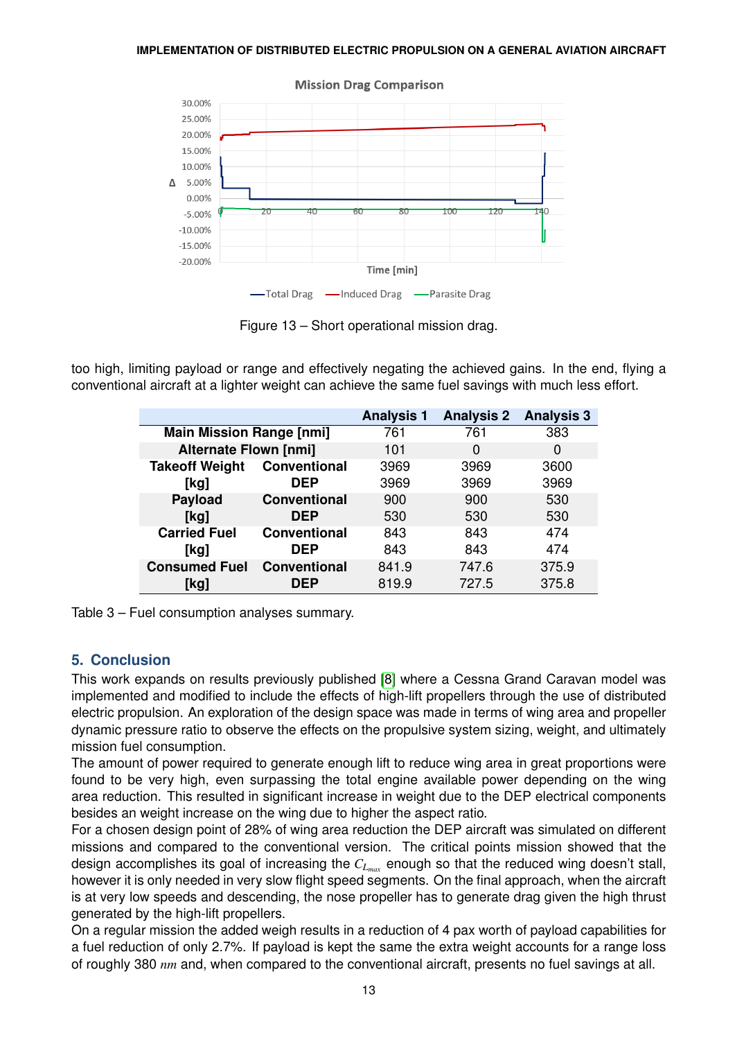Mission Drag Comparison

Figure 13 – Short operational mission drag.

too high, limiting payload or range and effectively negating the achieved gains. In the end, flying a conventional aircraft at a lighter weight can achieve the same fuel savings with much less effort.

| | | Analysis 1 | Analysis 2 | Analysis 3 |
|---|---|---|---|---|
| Main Mission Range [nmi] | | 761 | 761 | 383 |
| Alternate Flown [nmi] | | 101 | 0 | 0 |
| Takeoff Weight [kg] | Conventional | 3969 | 3969 | 3600 |
| | DEP | 3969 | 3969 | 3969 |
| Payload [kg] | Conventional | 900 | 900 | 530 |
| | DEP | 530 | 530 | 530 |
| Carried Fuel [kg] | Conventional | 843 | 843 | 474 |
| | DEP | 843 | 843 | 474 |
| Consumed Fuel [kg] | Conventional | 841.9 | 747.6 | 375.9 |
| | DEP | 819.9 | 727.5 | 375.8 |

Table 3 – Fuel consumption analyses summary.

## 5. Conclusion

This work expands on results previously published [8] where a Cessna Grand Caravan model was implemented and modified to include the effects of high-lift propellers through the use of distributed electric propulsion. An exploration of the design space was made in terms of wing area and propeller dynamic pressure ratio to observe the effects on the propulsive system sizing, weight, and ultimately mission fuel consumption.

The amount of power required to generate enough lift to reduce wing area in great proportions were found to be very high, even surpassing the total engine available power depending on the wing area reduction. This resulted in significant increase in weight due to the DEP electrical components besides an weight increase on the wing due to higher the aspect ratio.

For a chosen design point of 28% of wing area reduction the DEP aircraft was simulated on different missions and compared to the conventional version. The critical points mission showed that the design accomplishes its goal of increasing the $C_{L_{max}}$ enough so that the reduced wing doesn't stall, however it is only needed in very slow flight speed segments. On the final approach, when the aircraft is at very low speeds and descending, the nose propeller has to generate drag given the high thrust generated by the high-lift propellers.

On a regular mission the added weigh results in a reduction of 4 pax worth of payload capabilities for a fuel reduction of only 2.7%. If payload is kept the same the extra weight accounts for a range loss of roughly 380 $nm$ and, when compared to the conventional aircraft, presents no fuel savings at all.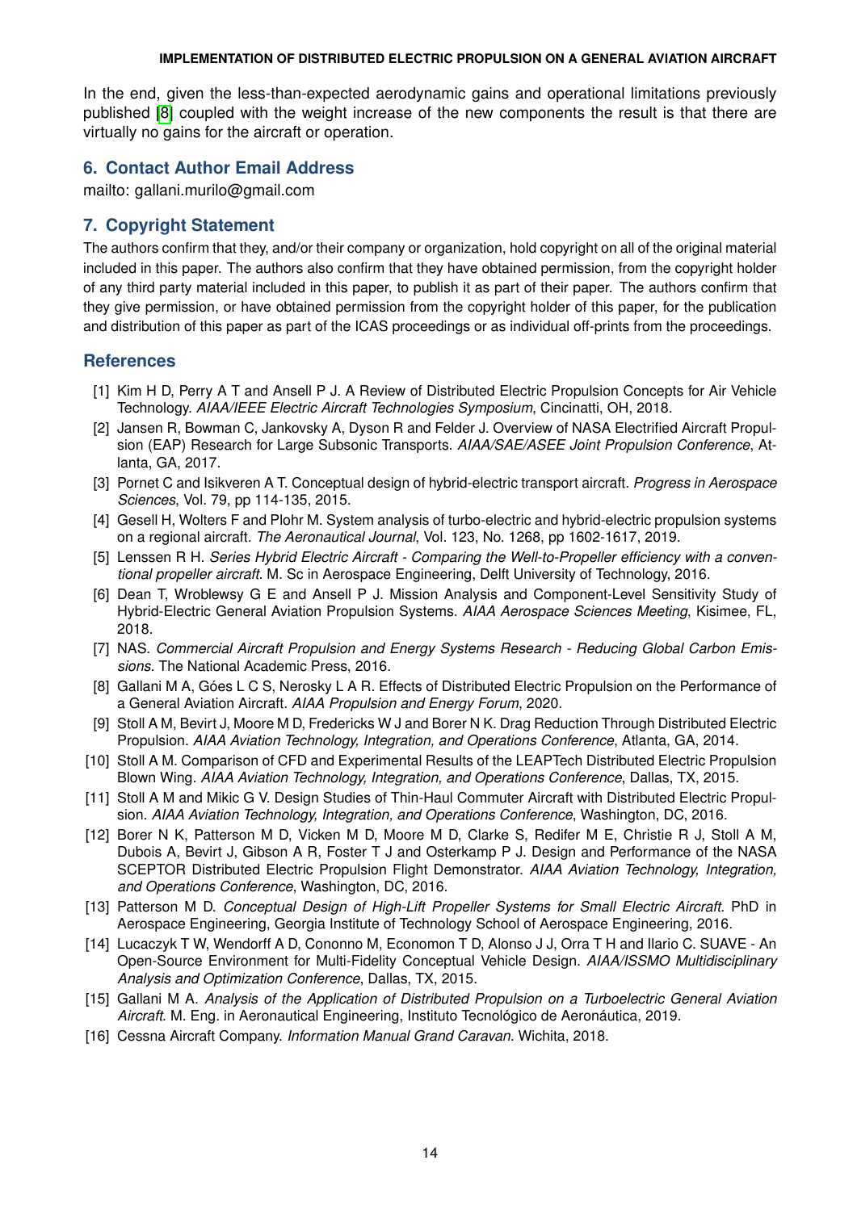In the end, given the less-than-expected aerodynamic gains and operational limitations previously published [8] coupled with the weight increase of the new components the result is that there are virtually no gains for the aircraft or operation.

## 6. Contact Author Email Address

mailto: gallani.murilo@gmail.com

## 7. Copyright Statement

The authors confirm that they, and/or their company or organization, hold copyright on all of the original material included in this paper. The authors also confirm that they have obtained permission, from the copyright holder of any third party material included in this paper, to publish it as part of their paper. The authors confirm that they give permission, or have obtained permission from the copyright holder of this paper, for the publication and distribution of this paper as part of the ICAS proceedings or as individual off-prints from the proceedings.

## References

[1] Kim H D, Perry A T and Ansell P J. A Review of Distributed Electric Propulsion Concepts for Air Vehicle Technology. *AIAA/IEEE Electric Aircraft Technologies Symposium*, Cincinatti, OH, 2018.

[2] Jansen R, Bowman C, Jankovsky A, Dyson R and Felder J. Overview of NASA Electrified Aircraft Propulsion (EAP) Research for Large Subsonic Transports. *AIAA/SAE/ASEE Joint Propulsion Conference*, Atlanta, GA, 2017.

[3] Pornet C and Isikveren A T. Conceptual design of hybrid-electric transport aircraft. *Progress in Aerospace Sciences*, Vol. 79, pp 114-135, 2015.

[4] Gesell H, Wolters F and Plohr M. System analysis of turbo-electric and hybrid-electric propulsion systems on a regional aircraft. *The Aeronautical Journal*, Vol. 123, No. 1268, pp 1602-1617, 2019.

[5] Lenssen R H. *Series Hybrid Electric Aircraft - Comparing the Well-to-Propeller efficiency with a conventional propeller aircraft*. M. Sc in Aerospace Engineering, Delft University of Technology, 2016.

[6] Dean T, Wroblewsy G E and Ansell P J. Mission Analysis and Component-Level Sensitivity Study of Hybrid-Electric General Aviation Propulsion Systems. *AIAA Aerospace Sciences Meeting*, Kisimee, FL, 2018.

[7] NAS. *Commercial Aircraft Propulsion and Energy Systems Research - Reducing Global Carbon Emissions*. The National Academic Press, 2016.

[8] Gallani M A, Góes L C S, Nerosky L A R. Effects of Distributed Electric Propulsion on the Performance of a General Aviation Aircraft. *AIAA Propulsion and Energy Forum*, 2020.

[9] Stoll A M, Bevirt J, Moore M D, Fredericks W J and Borer N K. Drag Reduction Through Distributed Electric Propulsion. *AIAA Aviation Technology, Integration, and Operations Conference*, Atlanta, GA, 2014.

[10] Stoll A M. Comparison of CFD and Experimental Results of the LEAPTech Distributed Electric Propulsion Blown Wing. *AIAA Aviation Technology, Integration, and Operations Conference*, Dallas, TX, 2015.

[11] Stoll A M and Mikic G V. Design Studies of Thin-Haul Commuter Aircraft with Distributed Electric Propulsion. *AIAA Aviation Technology, Integration, and Operations Conference*, Washington, DC, 2016.

[12] Borer N K, Patterson M D, Vicken M D, Moore M D, Clarke S, Redifer M E, Christie R J, Stoll A M, Dubois A, Bevirt J, Gibson A R, Foster T J and Osterkamp P J. Design and Performance of the NASA SCEPTOR Distributed Electric Propulsion Flight Demonstrator. *AIAA Aviation Technology, Integration, and Operations Conference*, Washington, DC, 2016.

[13] Patterson M D. *Conceptual Design of High-Lift Propeller Systems for Small Electric Aircraft*. PhD in Aerospace Engineering, Georgia Institute of Technology School of Aerospace Engineering, 2016.

[14] Lucaczyk T W, Wendorff A D, Cononno M, Economon T D, Alonso J J, Orra T H and Ilario C. SUAVE - An Open-Source Environment for Multi-Fidelity Conceptual Vehicle Design. *AIAA/ISSMO Multidisciplinary Analysis and Optimization Conference*, Dallas, TX, 2015.

[15] Gallani M A. *Analysis of the Application of Distributed Propulsion on a Turboelectric General Aviation Aircraft*. M. Eng. in Aeronautical Engineering, Instituto Tecnológico de Aeronáutica, 2019.

[16] Cessna Aircraft Company. *Information Manual Grand Caravan*. Wichita, 2018.